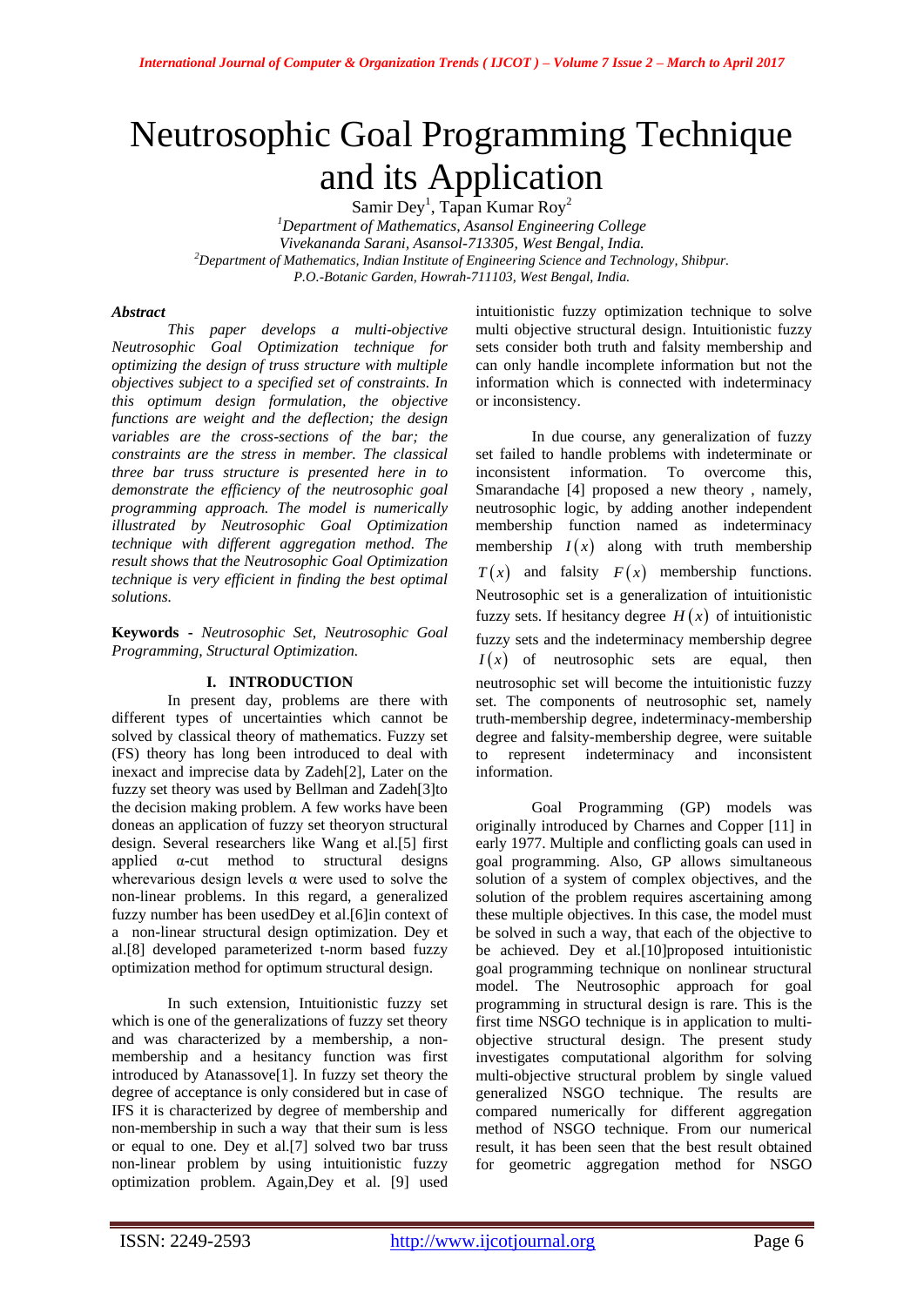# Neutrosophic Goal Programming Technique and its Application

Samir Dey[1], Tapan Kumar Roy[2]

[1]*Department of Mathematics, Asansol Engineering College*
*Vivekananda Sarani, Asansol-713305, West Bengal, India.*
[2]*Department of Mathematics, Indian Institute of Engineering Science and Technology, Shibpur.*
*P.O.-Botanic Garden, Howrah-711103, West Bengal, India.*

***Abstract***

*This paper develops a multi-objective Neutrosophic Goal Optimization technique for optimizing the design of truss structure with multiple objectives subject to a specified set of constraints. In this optimum design formulation, the objective functions are weight and the deflection; the design variables are the cross-sections of the bar; the constraints are the stress in member. The classical three bar truss structure is presented here in to demonstrate the efficiency of the neutrosophic goal programming approach. The model is numerically illustrated by Neutrosophic Goal Optimization technique with different aggregation method. The result shows that the Neutrosophic Goal Optimization technique is very efficient in finding the best optimal solutions.*

**Keywords -** *Neutrosophic Set, Neutrosophic Goal Programming, Structural Optimization.*

## I. INTRODUCTION

In present day, problems are there with different types of uncertainties which cannot be solved by classical theory of mathematics. Fuzzy set (FS) theory has long been introduced to deal with inexact and imprecise data by Zadeh[2], Later on the fuzzy set theory was used by Bellman and Zadeh[3]to the decision making problem. A few works have been doneas an application of fuzzy set theoryon structural design. Several researchers like Wang et al.[5] first applied α-cut method to structural designs wherevarious design levels α were used to solve the non-linear problems. In this regard, a generalized fuzzy number has been usedDey et al.[6]in context of a non-linear structural design optimization. Dey et al.[8] developed parameterized t-norm based fuzzy optimization method for optimum structural design.

In such extension, Intuitionistic fuzzy set which is one of the generalizations of fuzzy set theory and was characterized by a membership, a non-membership and a hesitancy function was first introduced by Atanassove[1]. In fuzzy set theory the degree of acceptance is only considered but in case of IFS it is characterized by degree of membership and non-membership in such a way that their sum is less or equal to one. Dey et al.[7] solved two bar truss non-linear problem by using intuitionistic fuzzy optimization problem. Again,Dey et al. [9] used intuitionistic fuzzy optimization technique to solve multi objective structural design. Intuitionistic fuzzy sets consider both truth and falsity membership and can only handle incomplete information but not the information which is connected with indeterminacy or inconsistency.

In due course, any generalization of fuzzy set failed to handle problems with indeterminate or inconsistent information. To overcome this, Smarandache [4] proposed a new theory , namely, neutrosophic logic, by adding another independent membership function named as indeterminacy membership $I(x)$ along with truth membership $T(x)$ and falsity $F(x)$ membership functions. Neutrosophic set is a generalization of intuitionistic fuzzy sets. If hesitancy degree $H(x)$ of intuitionistic fuzzy sets and the indeterminacy membership degree $I(x)$ of neutrosophic sets are equal, then neutrosophic set will become the intuitionistic fuzzy set. The components of neutrosophic set, namely truth-membership degree, indeterminacy-membership degree and falsity-membership degree, were suitable to represent indeterminacy and inconsistent information.

Goal Programming (GP) models was originally introduced by Charnes and Copper [11] in early 1977. Multiple and conflicting goals can used in goal programming. Also, GP allows simultaneous solution of a system of complex objectives, and the solution of the problem requires ascertaining among these multiple objectives. In this case, the model must be solved in such a way, that each of the objective to be achieved. Dey et al.[10]proposed intuitionistic goal programming technique on nonlinear structural model. The Neutrosophic approach for goal programming in structural design is rare. This is the first time NSGO technique is in application to multi-objective structural design. The present study investigates computational algorithm for solving multi-objective structural problem by single valued generalized NSGO technique. The results are compared numerically for different aggregation method of NSGO technique. From our numerical result, it has been seen that the best result obtained for geometric aggregation method for NSGO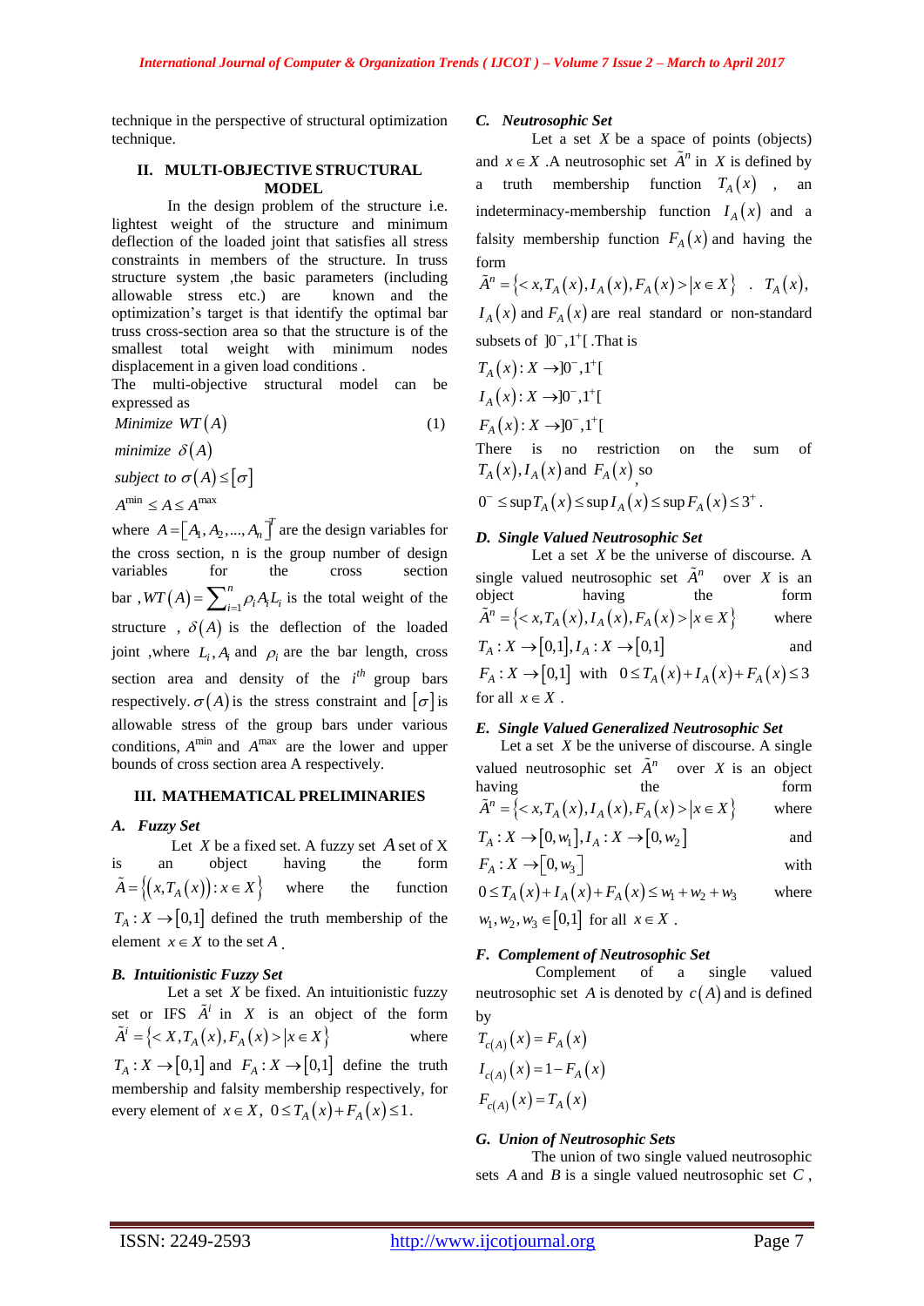technique in the perspective of structural optimization technique.

## II. MULTI-OBJECTIVE STRUCTURAL MODEL

In the design problem of the structure i.e. lightest weight of the structure and minimum deflection of the loaded joint that satisfies all stress constraints in members of the structure. In truss structure system ,the basic parameters (including allowable stress etc.) are known and the optimization's target is that identify the optimal bar truss cross-section area so that the structure is of the smallest total weight with minimum nodes displacement in a given load conditions .

The multi-objective structural model can be expressed as

$$\begin{aligned}
&Minimize\ \ WT(A) \qquad\qquad (1)\\
&minimize\ \ \delta(A)\\
&subject\ to\ \sigma(A)\leq[\sigma]\\
&A^{\min}\leq A\leq A^{\max}
\end{aligned}$$

where $A=[A_1,A_2,...,A_n]^T$ are the design variables for the cross section, n is the group number of design variables for the cross section bar , $WT(A)=\sum_{i=1}^{n}\rho_i A_i L_i$ is the total weight of the structure , $\delta(A)$ is the deflection of the loaded joint ,where $L_i, A_i$ and $\rho_i$ are the bar length, cross section area and density of the $i^{th}$ group bars respectively. $\sigma(A)$ is the stress constraint and $[\sigma]$ is allowable stress of the group bars under various conditions, $A^{\min}$ and $A^{\max}$ are the lower and upper bounds of cross section area A respectively.

## III. MATHEMATICAL PRELIMINARIES

### A. *Fuzzy Set*

Let $X$ be a fixed set. A fuzzy set $A$ set of X is an object having the form $\tilde{A}=\{(x,T_A(x)):x\in X\}$ where the function $T_A:X\rightarrow[0,1]$ defined the truth membership of the element $x\in X$ to the set $A$.

### B. *Intuitionistic Fuzzy Set*

Let a set $X$ be fixed. An intuitionistic fuzzy set or IFS $\tilde{A}^i$ in $X$ is an object of the form $\tilde{A}^i=\{<X,T_A(x),F_A(x)>|x\in X\}$ where $T_A:X\rightarrow[0,1]$ and $F_A:X\rightarrow[0,1]$ define the truth membership and falsity membership respectively, for every element of $x\in X$, $0\leq T_A(x)+F_A(x)\leq 1$.

### C. *Neutrosophic Set*

Let a set $X$ be a space of points (objects) and $x\in X$ .A neutrosophic set $\tilde{A}^n$ in $X$ is defined by a truth membership function $T_A(x)$ , an indeterminacy-membership function $I_A(x)$ and a falsity membership function $F_A(x)$ and having the form $\tilde{A}^n=\{<x,T_A(x),I_A(x),F_A(x)>|x\in X\}$ . $T_A(x)$, $I_A(x)$ and $F_A(x)$ are real standard or non-standard subsets of $]0^-,1^+[$ .That is

$$T_A(x):X\rightarrow]0^-,1^+[$$

$$I_A(x):X\rightarrow]0^-,1^+[$$

$$F_A(x):X\rightarrow]0^-,1^+[$$

There is no restriction on the sum of $T_A(x),I_A(x)$ and $F_A(x)$ so

$$0^-\leq\sup T_A(x)\leq\sup I_A(x)\leq\sup F_A(x)\leq 3^+.$$

### D. *Single Valued Neutrosophic Set*

Let a set $X$ be the universe of discourse. A single valued neutrosophic set $\tilde{A}^n$ over $X$ is an object having the form $\tilde{A}^n=\{<x,T_A(x),I_A(x),F_A(x)>|x\in X\}$ where $T_A:X\rightarrow[0,1],I_A:X\rightarrow[0,1]$ and $F_A:X\rightarrow[0,1]$ with $0\leq T_A(x)+I_A(x)+F_A(x)\leq 3$ for all $x\in X$ .

### E. *Single Valued Generalized Neutrosophic Set*

Let a set $X$ be the universe of discourse. A single valued neutrosophic set $\tilde{A}^n$ over $X$ is an object having the form $\tilde{A}^n=\{<x,T_A(x),I_A(x),F_A(x)>|x\in X\}$ where $T_A:X\rightarrow[0,w_1],I_A:X\rightarrow[0,w_2]$ and $F_A:X\rightarrow[0,w_3]$ with $0\leq T_A(x)+I_A(x)+F_A(x)\leq w_1+w_2+w_3$ where $w_1,w_2,w_3\in[0,1]$ for all $x\in X$ .

### F. *Complement of Neutrosophic Set*

Complement of a single valued neutrosophic set $A$ is denoted by $c(A)$ and is defined by

$$T_{c(A)}(x)=F_A(x)$$

$$I_{c(A)}(x)=1-F_A(x)$$

$$F_{c(A)}(x)=T_A(x)$$

### G. *Union of Neutrosophic Sets*

The union of two single valued neutrosophic sets $A$ and $B$ is a single valued neutrosophic set $C$ ,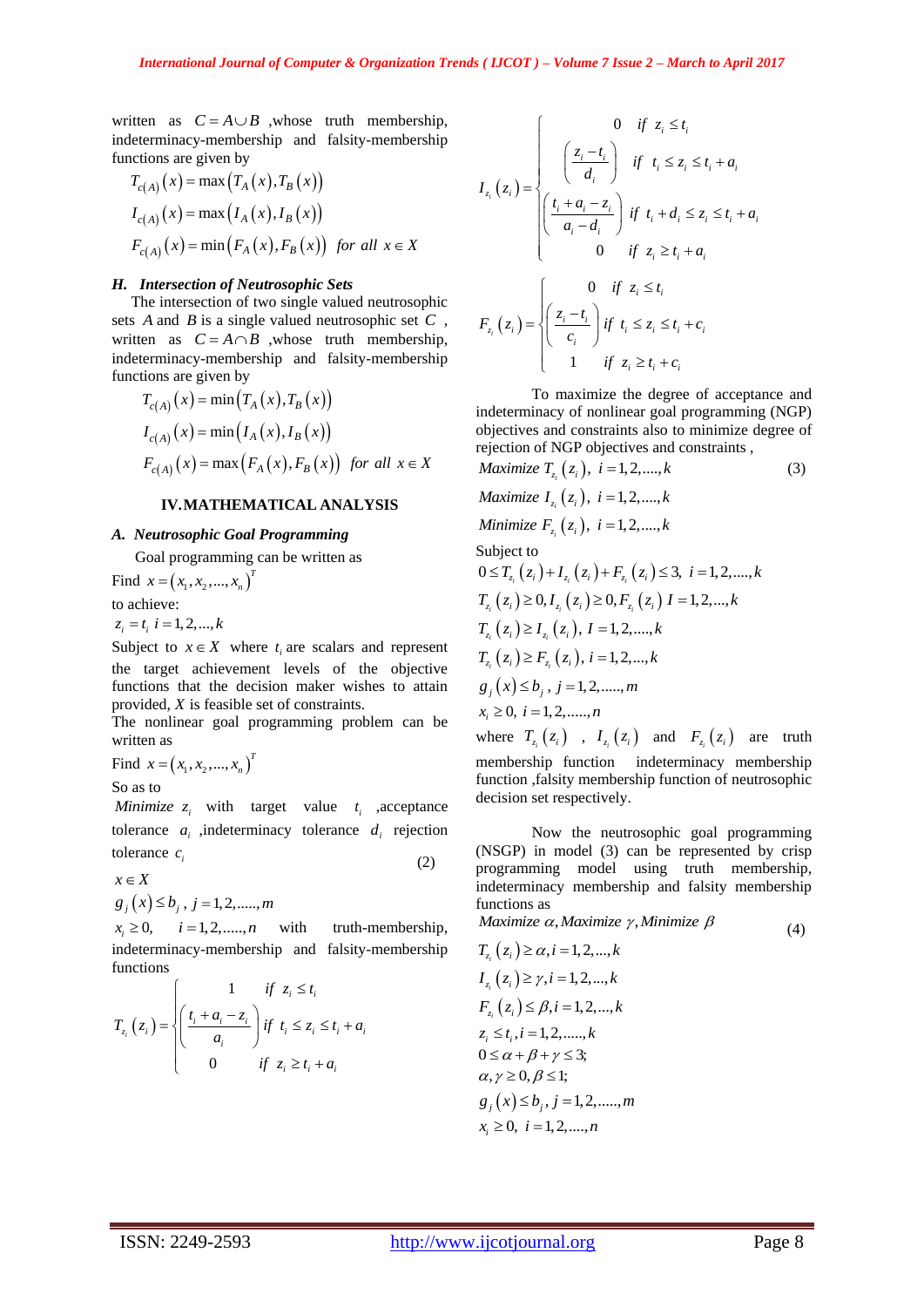written as $C = A \cup B$ ,whose truth membership, indeterminacy-membership and falsity-membership functions are given by

$$T_{c(A)}(x) = \max\left(T_A(x), T_B(x)\right)$$

$$I_{c(A)}(x) = \max\left(I_A(x), I_B(x)\right)$$

$$F_{c(A)}(x) = \min\left(F_A(x), F_B(x)\right) \quad for\ all\ x \in X$$

### *H. Intersection of Neutrosophic Sets*

The intersection of two single valued neutrosophic sets $A$ and $B$ is a single valued neutrosophic set $C$ , written as $C = A \cap B$ ,whose truth membership, indeterminacy-membership and falsity-membership functions are given by

$$T_{c(A)}(x) = \min\left(T_A(x), T_B(x)\right)$$

$$I_{c(A)}(x) = \min\left(I_A(x), I_B(x)\right)$$

$$F_{c(A)}(x) = \max\left(F_A(x), F_B(x)\right) \quad for\ all\ x \in X$$

## IV. MATHEMATICAL ANALYSIS

### *A. Neutrosophic Goal Programming*

Goal programming can be written as

Find $x = \left(x_1, x_2, ..., x_n\right)^T$

to achieve:

$z_i = t_i \ i = 1,2,...,k$

Subject to $x \in X$ where $t_i$ are scalars and represent the target achievement levels of the objective functions that the decision maker wishes to attain provided, $X$ is feasible set of constraints.

The nonlinear goal programming problem can be written as

Find $x = \left(x_1, x_2, ..., x_n\right)^T$

So as to

*Minimize* $z_i$ with target value $t_i$ ,acceptance tolerance $a_i$ ,indeterminacy tolerance $d_i$ rejection tolerance $c_i$ (2)

$x \in X$

$g_j(x) \le b_j$ , $j = 1,2,.....,m$

$x_i \ge 0, \quad i = 1,2,.....,n$ with truth-membership, indeterminacy-membership and falsity-membership functions

$$T_{z_i}(z_i) = \begin{cases} 1 & if\ z_i \le t_i \\ \left(\dfrac{t_i + a_i - z_i}{a_i}\right) & if\ t_i \le z_i \le t_i + a_i \\ 0 & if\ z_i \ge t_i + a_i \end{cases}$$

$$I_{z_i}(z_i) = \begin{cases} 0 & if\ z_i \le t_i \\ \left(\dfrac{z_i - t_i}{d_i}\right) & if\ t_i \le z_i \le t_i + a_i \\ \left(\dfrac{t_i + a_i - z_i}{a_i - d_i}\right) & if\ t_i + d_i \le z_i \le t_i + a_i \\ 0 & if\ z_i \ge t_i + a_i \end{cases}$$

$$F_{z_i}(z_i) = \begin{cases} 0 & if\ z_i \le t_i \\ \left(\dfrac{z_i - t_i}{c_i}\right) & if\ t_i \le z_i \le t_i + c_i \\ 1 & if\ z_i \ge t_i + c_i \end{cases}$$

To maximize the degree of acceptance and indeterminacy of nonlinear goal programming (NGP) objectives and constraints also to minimize degree of rejection of NGP objectives and constraints ,

*Maximize* $T_{z_i}(z_i), \ i = 1,2,....,k$ (3)

*Maximize* $I_{z_i}(z_i), \ i = 1,2,....,k$

*Minimize* $F_{z_i}(z_i), \ i = 1,2,....,k$

Subject to

$0 \le T_{z_i}(z_i) + I_{z_i}(z_i) + F_{z_i}(z_i) \le 3, \ i = 1,2,....,k$

$T_{z_i}(z_i) \ge 0, I_{z_i}(z_i) \ge 0, F_{z_i}(z_i) \ I = 1,2,...,k$

$T_{z_i}(z_i) \ge I_{z_i}(z_i), \ I = 1,2,....,k$

$T_{z_i}(z_i) \ge F_{z_i}(z_i), \ i = 1,2,...,k$

$g_j(x) \le b_j$ , $j = 1,2,.....,m$

$x_i \ge 0, \ i = 1,2,.....,n$

where $T_{z_i}(z_i)$ , $I_{z_i}(z_i)$ and $F_{z_i}(z_i)$ are truth membership function indeterminacy membership function ,falsity membership function of neutrosophic decision set respectively.

Now the neutrosophic goal programming (NSGP) in model (3) can be represented by crisp programming model using truth membership, indeterminacy membership and falsity membership functions as

*Maximize* $\alpha$, *Maximize* $\gamma$, *Minimize* $\beta$ (4)

$T_{z_i}(z_i) \ge \alpha, i = 1,2,...,k$

$I_{z_i}(z_i) \ge \gamma, i = 1,2,...,k$

$F_{z_i}(z_i) \le \beta, i = 1,2,...,k$

$z_i \le t_i, i = 1,2,.....,k$

$0 \le \alpha + \beta + \gamma \le 3;$

$\alpha, \gamma \ge 0, \beta \le 1;$

$g_j(x) \le b_j, \ j = 1,2,.....,m$

$x_i \ge 0, \ i = 1,2,....,n$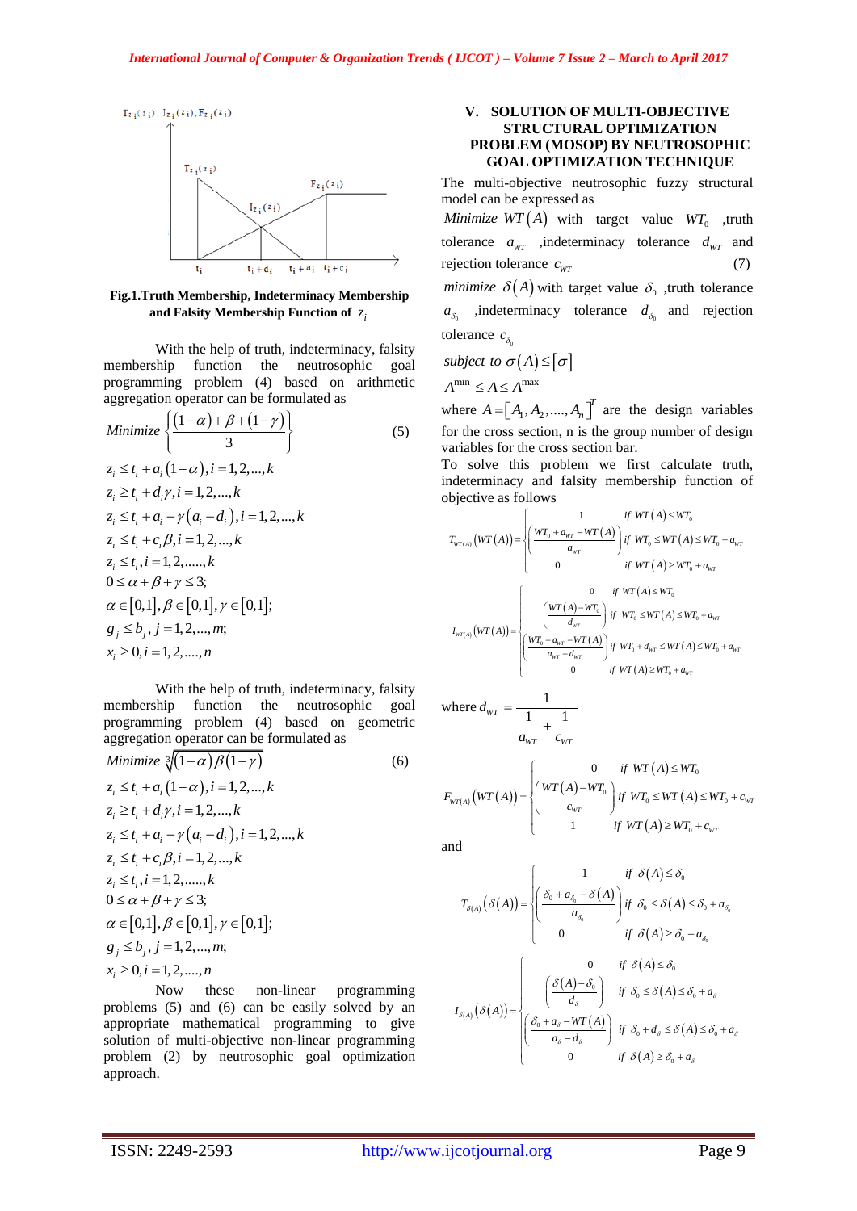Fig.1.Truth Membership, Indeterminacy Membership and Falsity Membership Function of $z_i$

With the help of truth, indeterminacy, falsity membership function the neutrosophic goal programming problem (4) based on arithmetic aggregation operator can be formulated as

$$Minimize \left\{ \frac{(1-\alpha)+\beta+(1-\gamma)}{3} \right\} \tag{5}$$

$$z_i \le t_i + a_i(1-\alpha), i=1,2,...,k$$
$$z_i \ge t_i + d_i\gamma, i=1,2,...,k$$
$$z_i \le t_i + a_i - \gamma(a_i - d_i), i=1,2,...,k$$
$$z_i \le t_i + c_i\beta, i=1,2,...,k$$
$$z_i \le t_i, i=1,2,.....,k$$
$$0 \le \alpha+\beta+\gamma \le 3;$$
$$\alpha \in [0,1], \beta \in [0,1], \gamma \in [0,1];$$
$$g_j \le b_j, j=1,2,...,m;$$
$$x_i \ge 0, i=1,2,....,n$$

With the help of truth, indeterminacy, falsity membership function the neutrosophic goal programming problem (4) based on geometric aggregation operator can be formulated as

$$Minimize \sqrt[3]{(1-\alpha)\beta(1-\gamma)} \tag{6}$$

$$z_i \le t_i + a_i(1-\alpha), i=1,2,...,k$$
$$z_i \ge t_i + d_i\gamma, i=1,2,...,k$$
$$z_i \le t_i + a_i - \gamma(a_i - d_i), i=1,2,...,k$$
$$z_i \le t_i + c_i\beta, i=1,2,...,k$$
$$z_i \le t_i, i=1,2,.....,k$$
$$0 \le \alpha+\beta+\gamma \le 3;$$
$$\alpha \in [0,1], \beta \in [0,1], \gamma \in [0,1];$$
$$g_j \le b_j, j=1,2,...,m;$$
$$x_i \ge 0, i=1,2,....,n$$

Now these non-linear programming problems (5) and (6) can be easily solved by an appropriate mathematical programming to give solution of multi-objective non-linear programming problem (2) by neutrosophic goal optimization approach.

## V. SOLUTION OF MULTI-OBJECTIVE STRUCTURAL OPTIMIZATION PROBLEM (MOSOP) BY NEUTROSOPHIC GOAL OPTIMIZATION TECHNIQUE

The multi-objective neutrosophic fuzzy structural model can be expressed as

*Minimize* $WT(A)$ with target value $WT_0$ ,truth tolerance $a_{WT}$ ,indeterminacy tolerance $d_{WT}$ and rejection tolerance $c_{WT}$ (7)

*minimize* $\delta(A)$ with target value $\delta_0$ ,truth tolerance $a_{\delta_0}$ ,indeterminacy tolerance $d_{\delta_0}$ and rejection tolerance $c_{\delta_0}$

*subject to* $\sigma(A) \le [\sigma]$

$A^{\min} \le A \le A^{\max}$

where $A = [A_1, A_2, ...., A_n]^T$ are the design variables for the cross section, n is the group number of design variables for the cross section bar.

To solve this problem we first calculate truth, indeterminacy and falsity membership function of objective as follows

$$T_{WT(A)}(WT(A)) = \begin{cases} 1 & \text{if } WT(A) \le WT_0 \\ \left(\dfrac{WT_0 + a_{WT} - WT(A)}{a_{WT}}\right) & \text{if } WT_0 \le WT(A) \le WT_0 + a_{WT} \\ 0 & \text{if } WT(A) \ge WT_0 + a_{WT} \end{cases}$$

$$I_{WT(A)}(WT(A)) = \begin{cases} 0 & \text{if } WT(A) \le WT_0 \\ \left(\dfrac{WT(A) - WT_0}{d_{WT}}\right) & \text{if } WT_0 \le WT(A) \le WT_0 + a_{WT} \\ \left(\dfrac{WT_0 + a_{WT} - WT(A)}{a_{WT} - d_{WT}}\right) & \text{if } WT_0 + d_{WT} \le WT(A) \le WT_0 + a_{WT} \\ 0 & \text{if } WT(A) \ge WT_0 + a_{WT} \end{cases}$$

where $d_{WT} = \dfrac{1}{\dfrac{1}{a_{WT}} + \dfrac{1}{c_{WT}}}$

$$F_{WT(A)}(WT(A)) = \begin{cases} 0 & \text{if } WT(A) \le WT_0 \\ \left(\dfrac{WT(A) - WT_0}{c_{WT}}\right) & \text{if } WT_0 \le WT(A) \le WT_0 + c_{WT} \\ 1 & \text{if } WT(A) \ge WT_0 + c_{WT} \end{cases}$$

and

$$T_{\delta(A)}(\delta(A)) = \begin{cases} 1 & \text{if } \delta(A) \le \delta_0 \\ \left(\dfrac{\delta_0 + a_{\delta_0} - \delta(A)}{a_{\delta_0}}\right) & \text{if } \delta_0 \le \delta(A) \le \delta_0 + a_{\delta_0} \\ 0 & \text{if } \delta(A) \ge \delta_0 + a_{\delta_0} \end{cases}$$

$$I_{\delta(A)}(\delta(A)) = \begin{cases} 0 & \text{if } \delta(A) \le \delta_0 \\ \left(\dfrac{\delta(A) - \delta_0}{d_\delta}\right) & \text{if } \delta_0 \le \delta(A) \le \delta_0 + a_\delta \\ \left(\dfrac{\delta_0 + a_\delta - WT(A)}{a_\delta - d_\delta}\right) & \text{if } \delta_0 + d_\delta \le \delta(A) \le \delta_0 + a_\delta \\ 0 & \text{if } \delta(A) \ge \delta_0 + a_\delta \end{cases}$$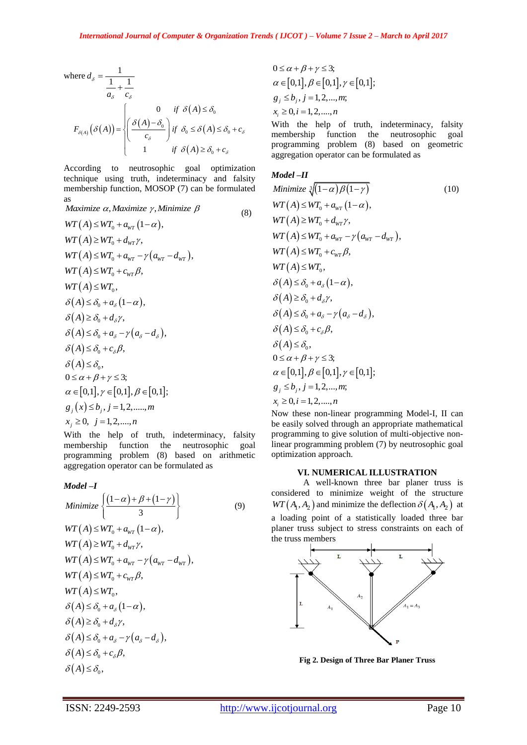where $d_\delta = \dfrac{1}{\dfrac{1}{a_\delta} + \dfrac{1}{c_\delta}}$

$$F_{\delta(A)}\left(\delta(A)\right) = \begin{cases} 0 & \text{if } \delta(A) \le \delta_0 \\ \left(\dfrac{\delta(A) - \delta_0}{c_\delta}\right) & \text{if } \delta_0 \le \delta(A) \le \delta_0 + c_\delta \\ 1 & \text{if } \delta(A) \ge \delta_0 + c_\delta \end{cases}$$

According to neutrosophic goal optimization technique using truth, indeterminacy and falsity membership function, MOSOP (7) can be formulated as

$$\text{Maximize } \alpha, \text{Maximize } \gamma, \text{Minimize } \beta \tag{8}$$

$$\begin{aligned}
&WT(A) \le WT_0 + a_{WT}(1-\alpha),\\
&WT(A) \ge WT_0 + d_{WT}\gamma,\\
&WT(A) \le WT_0 + a_{WT} - \gamma\left(a_{WT} - d_{WT}\right),\\
&WT(A) \le WT_0 + c_{WT}\beta,\\
&WT(A) \le WT_0,\\
&\delta(A) \le \delta_0 + a_\delta(1-\alpha),\\
&\delta(A) \ge \delta_0 + d_\delta\gamma,\\
&\delta(A) \le \delta_0 + a_\delta - \gamma\left(a_\delta - d_\delta\right),\\
&\delta(A) \le \delta_0 + c_\delta\beta,\\
&\delta(A) \le \delta_0,\\
&0 \le \alpha + \beta + \gamma \le 3;\\
&\alpha \in [0,1], \gamma \in [0,1], \beta \in [0,1];\\
&g_j(x) \le b_j, \; j = 1,2,.....,m\\
&x_j \ge 0, \;\; j = 1,2,....,n
\end{aligned}$$

With the help of truth, indeterminacy, falsity membership function the neutrosophic goal programming problem (8) based on arithmetic aggregation operator can be formulated as

***Model –I***

$$\text{Minimize } \left\{\frac{(1-\alpha) + \beta + (1-\gamma)}{3}\right\} \tag{9}$$

$$\begin{aligned}
&WT(A) \le WT_0 + a_{WT}(1-\alpha),\\
&WT(A) \ge WT_0 + d_{WT}\gamma,\\
&WT(A) \le WT_0 + a_{WT} - \gamma\left(a_{WT} - d_{WT}\right),\\
&WT(A) \le WT_0 + c_{WT}\beta,\\
&WT(A) \le WT_0,\\
&\delta(A) \le \delta_0 + a_\delta(1-\alpha),\\
&\delta(A) \ge \delta_0 + d_\delta\gamma,\\
&\delta(A) \le \delta_0 + a_\delta - \gamma\left(a_\delta - d_\delta\right),\\
&\delta(A) \le \delta_0 + c_\delta\beta,\\
&\delta(A) \le \delta_0,\\
&0 \le \alpha + \beta + \gamma \le 3;\\
&\alpha \in [0,1], \beta \in [0,1], \gamma \in [0,1];\\
&g_j \le b_j, \; j = 1,2,...,m;\\
&x_i \ge 0, i = 1,2,....,n
\end{aligned}$$

With the help of truth, indeterminacy, falsity membership function the neutrosophic goal programming problem (8) based on geometric aggregation operator can be formulated as

***Model –II***

$$\text{Minimize } \sqrt[3]{(1-\alpha)\beta(1-\gamma)} \tag{10}$$

$$\begin{aligned}
&WT(A) \le WT_0 + a_{WT}(1-\alpha),\\
&WT(A) \ge WT_0 + d_{WT}\gamma,\\
&WT(A) \le WT_0 + a_{WT} - \gamma\left(a_{WT} - d_{WT}\right),\\
&WT(A) \le WT_0 + c_{WT}\beta,\\
&WT(A) \le WT_0,\\
&\delta(A) \le \delta_0 + a_\delta(1-\alpha),\\
&\delta(A) \ge \delta_0 + d_\delta\gamma,\\
&\delta(A) \le \delta_0 + a_\delta - \gamma\left(a_\delta - d_\delta\right),\\
&\delta(A) \le \delta_0 + c_\delta\beta,\\
&\delta(A) \le \delta_0,\\
&0 \le \alpha + \beta + \gamma \le 3;\\
&\alpha \in [0,1], \beta \in [0,1], \gamma \in [0,1];\\
&g_j \le b_j, \; j = 1,2,...,m;\\
&x_i \ge 0, i = 1,2,....,n
\end{aligned}$$

Now these non-linear programming Model-I, II can be easily solved through an appropriate mathematical programming to give solution of multi-objective non-linear programming problem (7) by neutrosophic goal optimization approach.

## VI. NUMERICAL ILLUSTRATION

A well-known three bar planer truss is considered to minimize weight of the structure $WT(A_1, A_2)$ and minimize the deflection $\delta(A_1, A_2)$ at a loading point of a statistically loaded three bar planer truss subject to stress constraints on each of the truss members

**Fig 2. Design of Three Bar Planer Truss**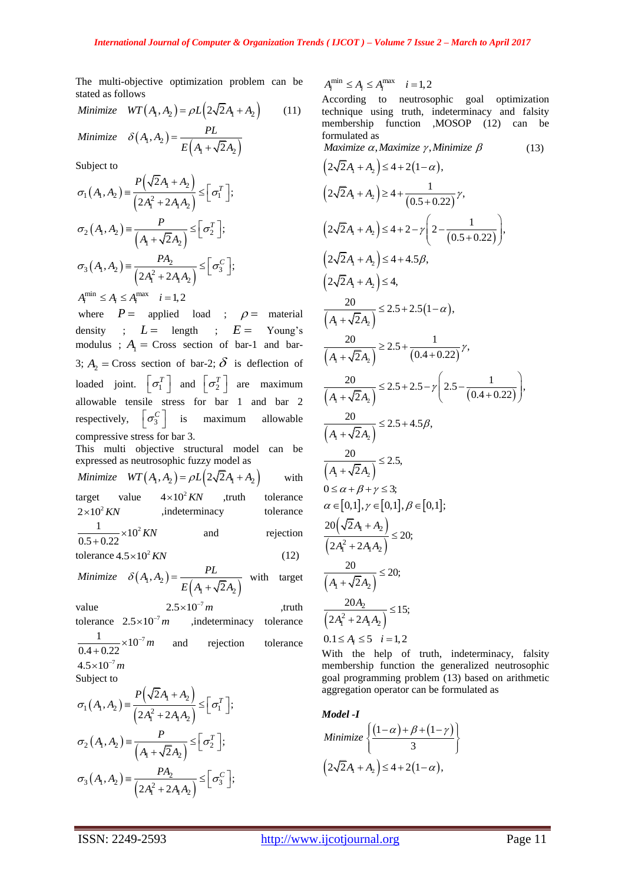The multi-objective optimization problem can be stated as follows

$$Minimize \quad WT(A_1, A_2) = \rho L\left(2\sqrt{2}A_1 + A_2\right) \qquad (11)$$

$$Minimize \quad \delta(A_1, A_2) = \frac{PL}{E\left(A_1 + \sqrt{2}A_2\right)}$$

Subject to

$$\sigma_1(A_1, A_2) \equiv \frac{P\left(\sqrt{2}A_1 + A_2\right)}{\left(2A_1^2 + 2A_1A_2\right)} \le \left[\sigma_1^T\right];$$

$$\sigma_2(A_1, A_2) \equiv \frac{P}{\left(A_1 + \sqrt{2}A_2\right)} \le \left[\sigma_2^T\right];$$

$$\sigma_3(A_1, A_2) \equiv \frac{PA_2}{\left(2A_1^2 + 2A_1A_2\right)} \le \left[\sigma_3^C\right];$$

$$A_i^{\min} \le A_i \le A_i^{\max} \quad i = 1,2$$

where $P =$ applied load ; $\rho =$ material density ; $L =$ length ; $E =$ Young's modulus ; $A_1 =$ Cross section of bar-1 and bar-3; $A_2 =$ Cross section of bar-2; $\delta$ is deflection of loaded joint. $\left[\sigma_1^T\right]$ and $\left[\sigma_2^T\right]$ are maximum allowable tensile stress for bar 1 and bar 2 respectively, $\left[\sigma_3^C\right]$ is maximum allowable compressive stress for bar 3.

This multi objective structural model can be expressed as neutrosophic fuzzy model as

$Minimize \quad WT(A_1, A_2) = \rho L\left(2\sqrt{2}A_1 + A_2\right)$ with target value $4 \times 10^2 KN$ ,truth tolerance $2 \times 10^2 KN$ ,indeterminacy tolerance $\frac{1}{0.5+0.22} \times 10^2 KN$ and rejection tolerance $4.5 \times 10^2 KN$ (12)

$Minimize \quad \delta(A_1, A_2) = \frac{PL}{E\left(A_1 + \sqrt{2}A_2\right)}$ with target value $2.5 \times 10^{-7} m$ ,truth tolerance $2.5 \times 10^{-7} m$ ,indeterminacy tolerance $\frac{1}{0.4+0.22} \times 10^{-7} m$ and rejection tolerance $4.5 \times 10^{-7} m$

Subject to

$$\sigma_1(A_1, A_2) \equiv \frac{P\left(\sqrt{2}A_1 + A_2\right)}{\left(2A_1^2 + 2A_1A_2\right)} \le \left[\sigma_1^T\right];$$

$$\sigma_2(A_1, A_2) \equiv \frac{P}{\left(A_1 + \sqrt{2}A_2\right)} \le \left[\sigma_2^T\right];$$

$$\sigma_3(A_1, A_2) \equiv \frac{PA_2}{\left(2A_1^2 + 2A_1A_2\right)} \le \left[\sigma_3^C\right];$$

$$A_i^{\min} \le A_i \le A_i^{\max} \quad i = 1,2$$

According to neutrosophic goal optimization technique using truth, indeterminacy and falsity membership function ,MOSOP (12) can be formulated as

$$Maximize\ \alpha, Maximize\ \gamma, Minimize\ \beta \qquad (13)$$

$$\left(2\sqrt{2}A_1 + A_2\right) \le 4 + 2(1-\alpha),$$

$$\left(2\sqrt{2}A_1 + A_2\right) \ge 4 + \frac{1}{(0.5+0.22)}\gamma,$$

$$\left(2\sqrt{2}A_1 + A_2\right) \le 4 + 2 - \gamma\left(2 - \frac{1}{(0.5+0.22)}\right),$$

$$\left(2\sqrt{2}A_1 + A_2\right) \le 4 + 4.5\beta,$$

$$\left(2\sqrt{2}A_1 + A_2\right) \le 4,$$

$$\frac{20}{\left(A_1 + \sqrt{2}A_2\right)} \le 2.5 + 2.5(1-\alpha),$$

$$\frac{20}{\left(A_1 + \sqrt{2}A_2\right)} \ge 2.5 + \frac{1}{(0.4+0.22)}\gamma,$$

$$\frac{20}{\left(A_1 + \sqrt{2}A_2\right)} \le 2.5 + 2.5 - \gamma\left(2.5 - \frac{1}{(0.4+0.22)}\right),$$

$$\frac{20}{\left(A_1 + \sqrt{2}A_2\right)} \le 2.5 + 4.5\beta,$$

$$\frac{20}{\left(A_1 + \sqrt{2}A_2\right)} \le 2.5,$$

$$0 \le \alpha + \beta + \gamma \le 3;$$

$$\alpha \in [0,1], \gamma \in [0,1], \beta \in [0,1];$$

$$\frac{20\left(\sqrt{2}A_1 + A_2\right)}{\left(2A_1^2 + 2A_1A_2\right)} \le 20;$$

$$\frac{20}{\left(A_1 + \sqrt{2}A_2\right)} \le 20;$$

$$\frac{20A_2}{\left(2A_1^2 + 2A_1A_2\right)} \le 15;$$

$$0.1 \le A_i \le 5 \quad i = 1,2$$

With the help of truth, indeterminacy, falsity membership function the generalized neutrosophic goal programming problem (13) based on arithmetic aggregation operator can be formulated as

***Model -I***

$$Minimize\left\{\frac{(1-\alpha) + \beta + (1-\gamma)}{3}\right\}$$

$$\left(2\sqrt{2}A_1 + A_2\right) \le 4 + 2(1-\alpha),$$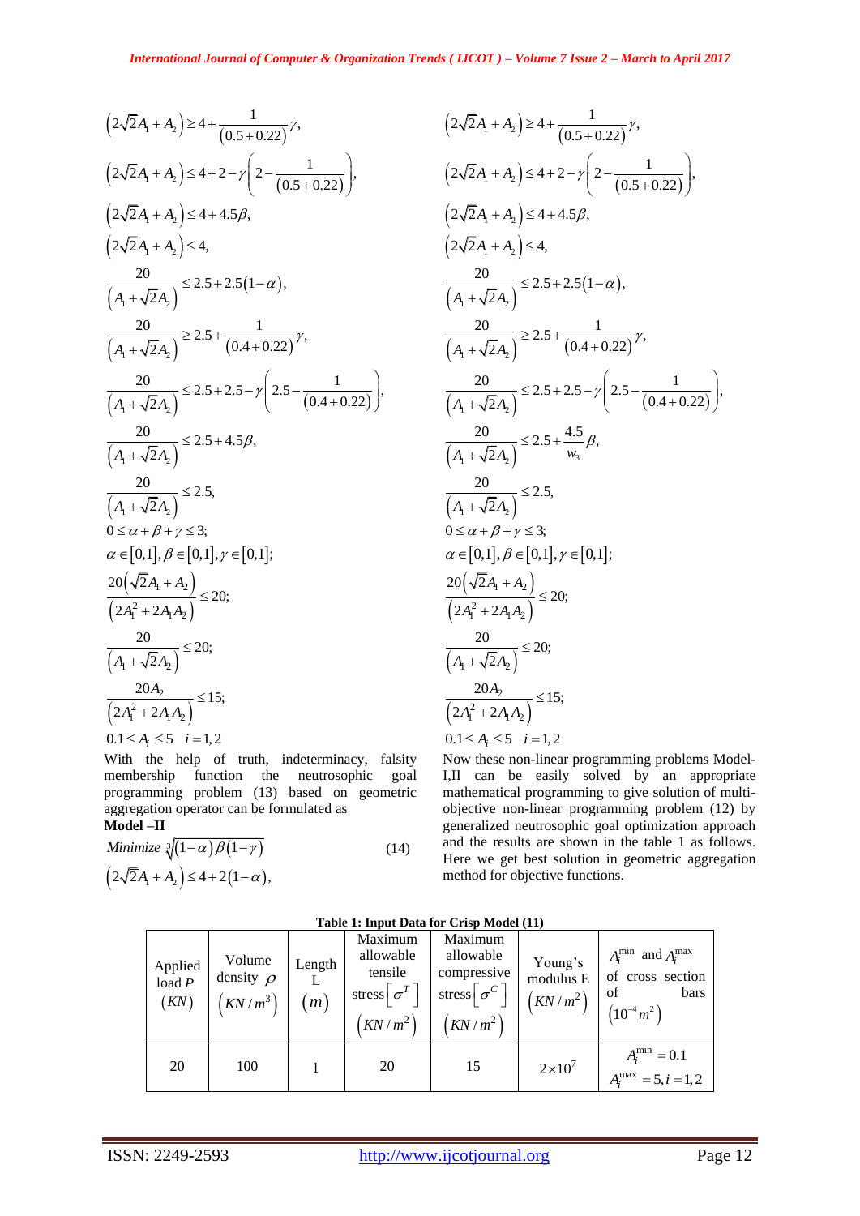$$\left(2\sqrt{2}A_1 + A_2\right) \geq 4 + \frac{1}{(0.5+0.22)}\gamma,$$

$$\left(2\sqrt{2}A_1 + A_2\right) \leq 4 + 2 - \gamma\left(2 - \frac{1}{(0.5+0.22)}\right),$$

$$\left(2\sqrt{2}A_1 + A_2\right) \leq 4 + 4.5\beta,$$

$$\left(2\sqrt{2}A_1 + A_2\right) \leq 4,$$

$$\frac{20}{\left(A_1 + \sqrt{2}A_2\right)} \leq 2.5 + 2.5(1-\alpha),$$

$$\frac{20}{\left(A_1 + \sqrt{2}A_2\right)} \geq 2.5 + \frac{1}{(0.4+0.22)}\gamma,$$

$$\frac{20}{\left(A_1 + \sqrt{2}A_2\right)} \leq 2.5 + 2.5 - \gamma\left(2.5 - \frac{1}{(0.4+0.22)}\right),$$

$$\frac{20}{\left(A_1 + \sqrt{2}A_2\right)} \leq 2.5 + 4.5\beta,$$

$$\frac{20}{\left(A_1 + \sqrt{2}A_2\right)} \leq 2.5,$$

$$0 \leq \alpha + \beta + \gamma \leq 3;$$

$$\alpha \in [0,1], \beta \in [0,1], \gamma \in [0,1];$$

$$\frac{20\left(\sqrt{2}A_1 + A_2\right)}{\left(2A_1^2 + 2A_1A_2\right)} \leq 20;$$

$$\frac{20}{\left(A_1 + \sqrt{2}A_2\right)} \leq 20;$$

$$\frac{20A_2}{\left(2A_1^2 + 2A_1A_2\right)} \leq 15;$$

$$0.1 \leq A_i \leq 5 \quad i = 1,2$$

With the help of truth, indeterminacy, falsity membership function the neutrosophic goal programming problem (13) based on geometric aggregation operator can be formulated as

**Model –II**

$$\text{Minimize } \sqrt[3]{(1-\alpha)\beta(1-\gamma)} \tag{14}$$

$$\left(2\sqrt{2}A_1 + A_2\right) \leq 4 + 2(1-\alpha),$$

$$\left(2\sqrt{2}A_1 + A_2\right) \geq 4 + \frac{1}{(0.5+0.22)}\gamma,$$

$$\left(2\sqrt{2}A_1 + A_2\right) \leq 4 + 2 - \gamma\left(2 - \frac{1}{(0.5+0.22)}\right),$$

$$\left(2\sqrt{2}A_1 + A_2\right) \leq 4 + 4.5\beta,$$

$$\left(2\sqrt{2}A_1 + A_2\right) \leq 4,$$

$$\frac{20}{\left(A_1 + \sqrt{2}A_2\right)} \leq 2.5 + 2.5(1-\alpha),$$

$$\frac{20}{\left(A_1 + \sqrt{2}A_2\right)} \geq 2.5 + \frac{1}{(0.4+0.22)}\gamma,$$

$$\frac{20}{\left(A_1 + \sqrt{2}A_2\right)} \leq 2.5 + 2.5 - \gamma\left(2.5 - \frac{1}{(0.4+0.22)}\right),$$

$$\frac{20}{\left(A_1 + \sqrt{2}A_2\right)} \leq 2.5 + \frac{4.5}{w_3}\beta,$$

$$\frac{20}{\left(A_1 + \sqrt{2}A_2\right)} \leq 2.5,$$

$$0 \leq \alpha + \beta + \gamma \leq 3;$$

$$\alpha \in [0,1], \beta \in [0,1], \gamma \in [0,1];$$

$$\frac{20\left(\sqrt{2}A_1 + A_2\right)}{\left(2A_1^2 + 2A_1A_2\right)} \leq 20;$$

$$\frac{20}{\left(A_1 + \sqrt{2}A_2\right)} \leq 20;$$

$$\frac{20A_2}{\left(2A_1^2 + 2A_1A_2\right)} \leq 15;$$

$$0.1 \leq A_i \leq 5 \quad i = 1,2$$

Now these non-linear programming problems Model-I,II can be easily solved by an appropriate mathematical programming to give solution of multi-objective non-linear programming problem (12) by generalized neutrosophic goal optimization approach and the results are shown in the table 1 as follows. Here we get best solution in geometric aggregation method for objective functions.

**Table 1: Input Data for Crisp Model (11)**

| Applied load $P$ $(KN)$ | Volume density $\rho$ $\left(KN/m^3\right)$ | Length L $(m)$ | Maximum allowable tensile stress $\left[\sigma^T\right]$ $\left(KN/m^2\right)$ | Maximum allowable compressive stress $\left[\sigma^C\right]$ $\left(KN/m^2\right)$ | Young's modulus E $\left(KN/m^2\right)$ | $A_i^{\min}$ and $A_i^{\max}$ of cross section of bars $\left(10^{-4}m^2\right)$ |
|---|---|---|---|---|---|---|
| 20 | 100 | 1 | 20 | 15 | $2\times10^7$ | $A_i^{\min} = 0.1$ $A_i^{\max} = 5, i = 1,2$ |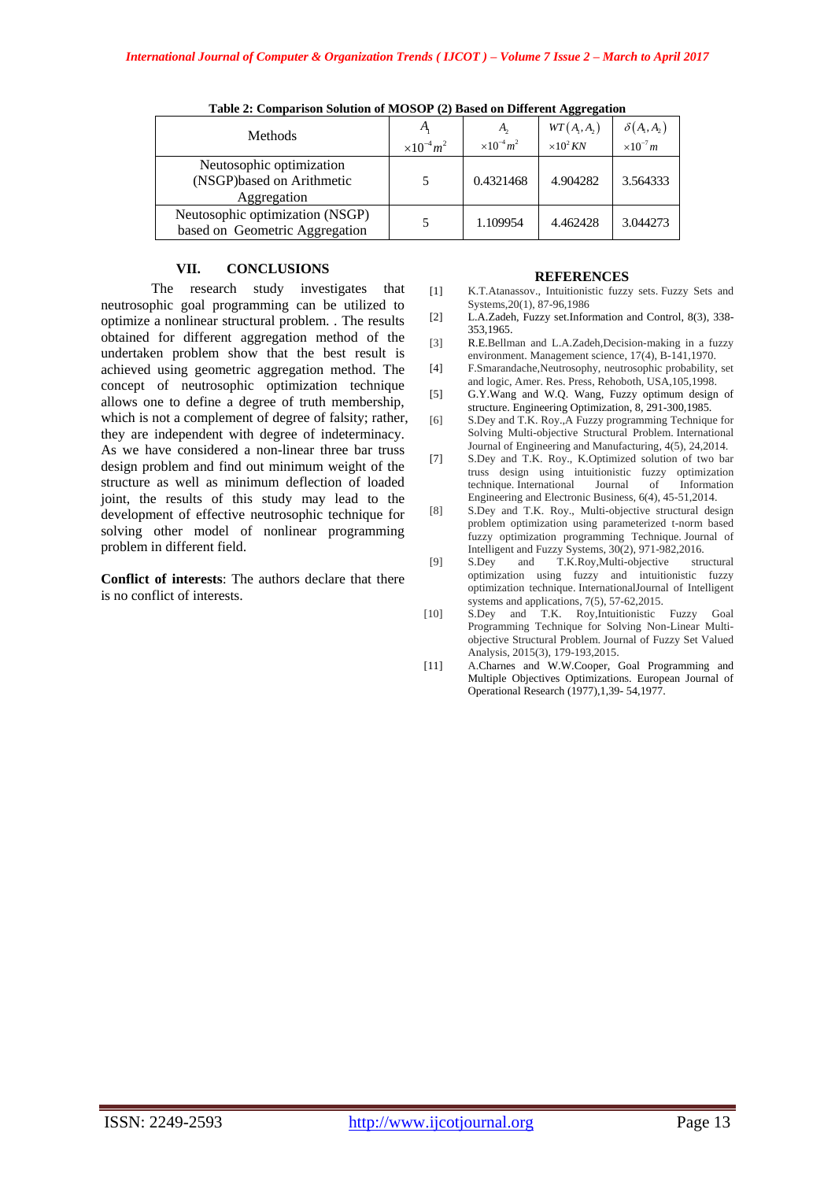**Table 2: Comparison Solution of MOSOP (2) Based on Different Aggregation**

| Methods | $A_1$ $\times 10^{-4} m^2$ | $A_2$ $\times 10^{-4} m^2$ | $WT(A_1, A_2)$ $\times 10^2 KN$ | $\delta(A_1, A_2)$ $\times 10^{-7} m$ |
|---|---|---|---|---|
| Neutosophic optimization (NSGP)based on Arithmetic Aggregation | 5 | 0.4321468 | 4.904282 | 3.564333 |
| Neutosophic optimization (NSGP) based on Geometric Aggregation | 5 | 1.109954 | 4.462428 | 3.044273 |

## VII. CONCLUSIONS

The research study investigates that neutrosophic goal programming can be utilized to optimize a nonlinear structural problem. . The results obtained for different aggregation method of the undertaken problem show that the best result is achieved using geometric aggregation method. The concept of neutrosophic optimization technique allows one to define a degree of truth membership, which is not a complement of degree of falsity; rather, they are independent with degree of indeterminacy. As we have considered a non-linear three bar truss design problem and find out minimum weight of the structure as well as minimum deflection of loaded joint, the results of this study may lead to the development of effective neutrosophic technique for solving other model of nonlinear programming problem in different field.

**Conflict of interests**: The authors declare that there is no conflict of interests.

## REFERENCES

[1] K.T.Atanassov., Intuitionistic fuzzy sets. Fuzzy Sets and Systems,20(1), 87-96,1986

[2] L.A.Zadeh, Fuzzy set.Information and Control, 8(3), 338-353,1965.

[3] R.E.Bellman and L.A.Zadeh,Decision-making in a fuzzy environment. Management science, 17(4), B-141,1970.

[4] F.Smarandache,Neutrosophy, neutrosophic probability, set and logic, Amer. Res. Press, Rehoboth, USA,105,1998.

[5] G.Y.Wang and W.Q. Wang, Fuzzy optimum design of structure. Engineering Optimization, 8, 291-300,1985.

[6] S.Dey and T.K. Roy.,A Fuzzy programming Technique for Solving Multi-objective Structural Problem. International Journal of Engineering and Manufacturing, 4(5), 24,2014.

[7] S.Dey and T.K. Roy., K.Optimized solution of two bar truss design using intuitionistic fuzzy optimization technique. International Journal of Information Engineering and Electronic Business, 6(4), 45-51,2014.

[8] S.Dey and T.K. Roy., Multi-objective structural design problem optimization using parameterized t-norm based fuzzy optimization programming Technique. Journal of Intelligent and Fuzzy Systems, 30(2), 971-982,2016.

[9] S.Dey and T.K.Roy,Multi-objective structural optimization using fuzzy and intuitionistic fuzzy optimization technique. InternationalJournal of Intelligent systems and applications, 7(5), 57-62,2015.

[10] S.Dey and T.K. Roy,Intuitionistic Fuzzy Goal Programming Technique for Solving Non-Linear Multi-objective Structural Problem. Journal of Fuzzy Set Valued Analysis, 2015(3), 179-193,2015.

[11] A.Charnes and W.W.Cooper, Goal Programming and Multiple Objectives Optimizations. European Journal of Operational Research (1977),1,39- 54,1977.